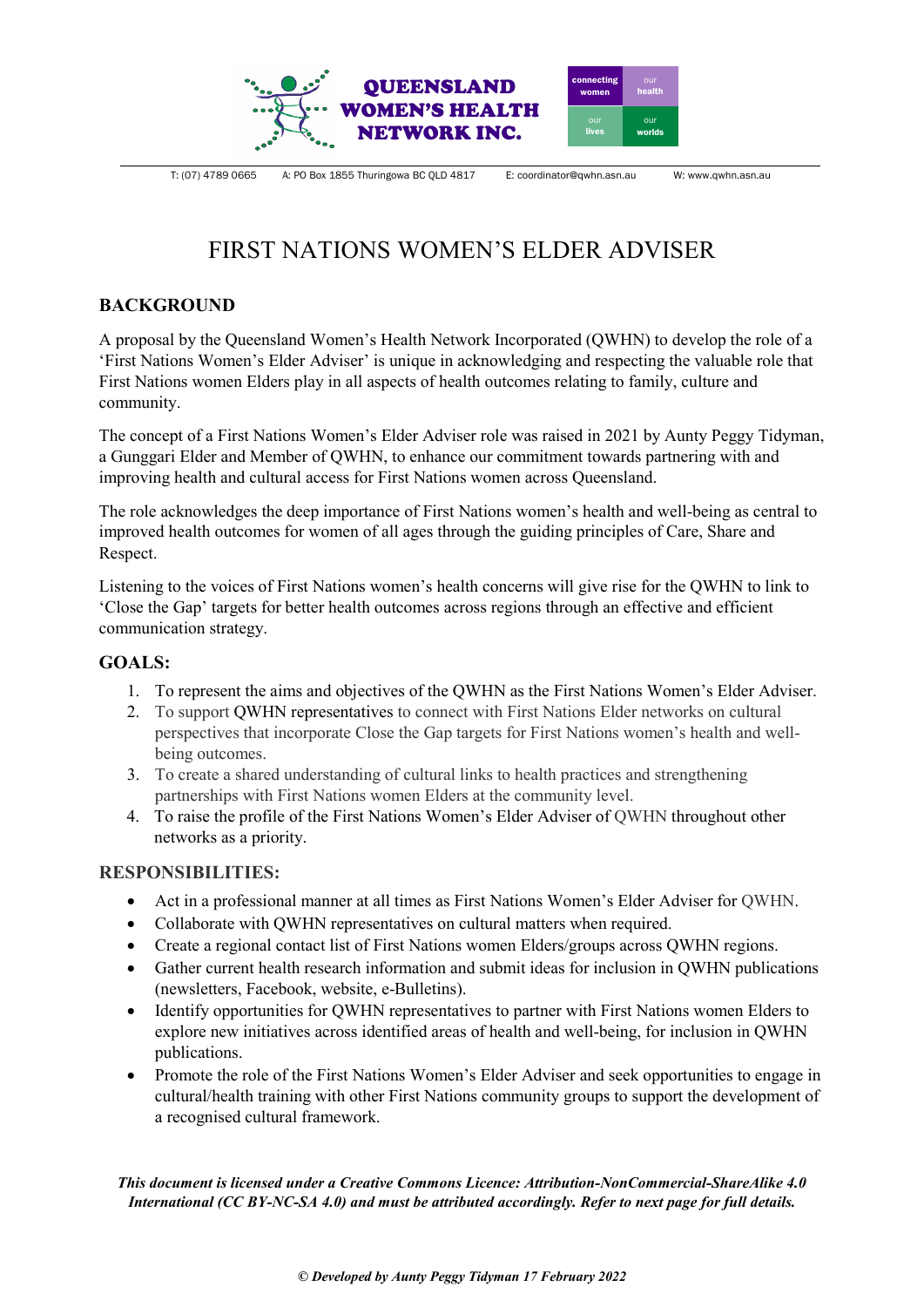QUEENSLAND WOMEN'S HEALTH NETWORK INC.

connecting women | our health | our lives | our worlds

T: (07) 4789 0665 A: PO Box 1855 Thuringowa BC QLD 4817 E: coordinator@qwhn.asn.au W: www.qwhn.asn.au

# FIRST NATIONS WOMEN'S ELDER ADVISER

## BACKGROUND

A proposal by the Queensland Women's Health Network Incorporated (QWHN) to develop the role of a 'First Nations Women's Elder Adviser' is unique in acknowledging and respecting the valuable role that First Nations women Elders play in all aspects of health outcomes relating to family, culture and community.

The concept of a First Nations Women's Elder Adviser role was raised in 2021 by Aunty Peggy Tidyman, a Gunggari Elder and Member of QWHN, to enhance our commitment towards partnering with and improving health and cultural access for First Nations women across Queensland.

The role acknowledges the deep importance of First Nations women's health and well-being as central to improved health outcomes for women of all ages through the guiding principles of Care, Share and Respect.

Listening to the voices of First Nations women's health concerns will give rise for the QWHN to link to 'Close the Gap' targets for better health outcomes across regions through an effective and efficient communication strategy.

## GOALS:

1. To represent the aims and objectives of the QWHN as the First Nations Women's Elder Adviser.
2. To support QWHN representatives to connect with First Nations Elder networks on cultural perspectives that incorporate Close the Gap targets for First Nations women's health and well-being outcomes.
3. To create a shared understanding of cultural links to health practices and strengthening partnerships with First Nations women Elders at the community level.
4. To raise the profile of the First Nations Women's Elder Adviser of QWHN throughout other networks as a priority.

## RESPONSIBILITIES:

- Act in a professional manner at all times as First Nations Women's Elder Adviser for QWHN.
- Collaborate with QWHN representatives on cultural matters when required.
- Create a regional contact list of First Nations women Elders/groups across QWHN regions.
- Gather current health research information and submit ideas for inclusion in QWHN publications (newsletters, Facebook, website, e-Bulletins).
- Identify opportunities for QWHN representatives to partner with First Nations women Elders to explore new initiatives across identified areas of health and well-being, for inclusion in QWHN publications.
- Promote the role of the First Nations Women's Elder Adviser and seek opportunities to engage in cultural/health training with other First Nations community groups to support the development of a recognised cultural framework.

***This document is licensed under a Creative Commons Licence: Attribution-NonCommercial-ShareAlike 4.0 International (CC BY-NC-SA 4.0) and must be attributed accordingly. Refer to next page for full details.***

***© Developed by Aunty Peggy Tidyman 17 February 2022***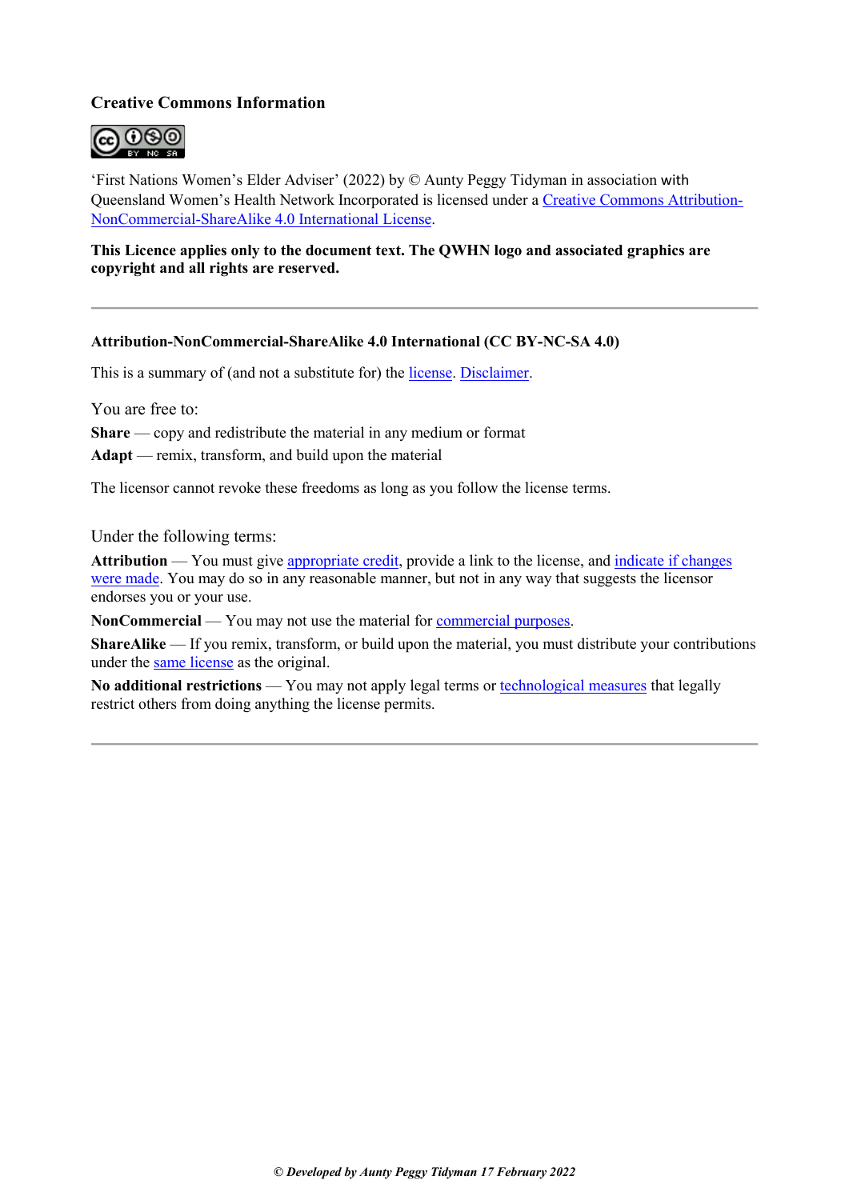### Creative Commons Information

'First Nations Women's Elder Adviser' (2022) by © Aunty Peggy Tidyman in association with Queensland Women's Health Network Incorporated is licensed under a Creative Commons Attribution-NonCommercial-ShareAlike 4.0 International License.

**This Licence applies only to the document text. The QWHN logo and associated graphics are copyright and all rights are reserved.**

---

**Attribution-NonCommercial-ShareAlike 4.0 International (CC BY-NC-SA 4.0)**

This is a summary of (and not a substitute for) the license. Disclaimer.

You are free to:

**Share** — copy and redistribute the material in any medium or format

**Adapt** — remix, transform, and build upon the material

The licensor cannot revoke these freedoms as long as you follow the license terms.

Under the following terms:

**Attribution** — You must give appropriate credit, provide a link to the license, and indicate if changes were made. You may do so in any reasonable manner, but not in any way that suggests the licensor endorses you or your use.

**NonCommercial** — You may not use the material for commercial purposes.

**ShareAlike** — If you remix, transform, or build upon the material, you must distribute your contributions under the same license as the original.

**No additional restrictions** — You may not apply legal terms or technological measures that legally restrict others from doing anything the license permits.

---

***© Developed by Aunty Peggy Tidyman 17 February 2022***